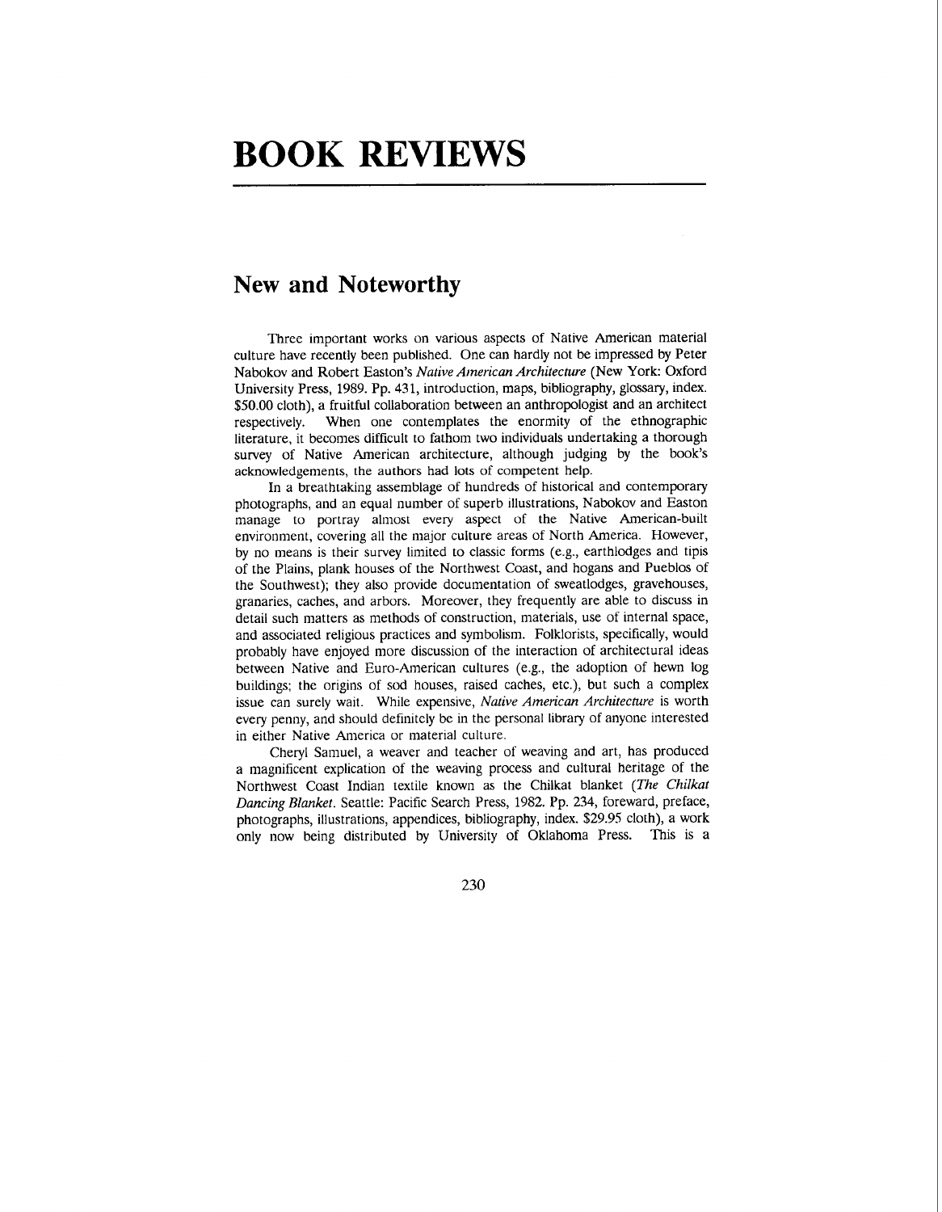# BOOK REVIEWS

## New and Noteworthy

Three important works on various aspects of Native American material culture have recently been published. One can hardly not be impressed by Peter Nabokov and Robert Easton's *Native American Architecture* (New York: Oxford University Press, 1989. Pp. 431, introduction, maps, bibliography, glossary, index. $50.00 cloth), a fruitful collaboration between an anthropologist and an architect respectively. When one contemplates the enormity of the ethnographic literature, it becomes difficult to fathom two individuals undertaking a thorough survey of Native American architecture, although judging by the book's acknowledgements, the authors had lots of competent help.

In a breathtaking assemblage of hundreds of historical and contemporary photographs, and an equal number of superb illustrations, Nabokov and Easton manage to portray almost every aspect of the Native American-built environment, covering all the major culture areas of North America. However, by no means is their survey limited to classic forms (e.g., earthlodges and tipis of the Plains, plank houses of the Northwest Coast, and hogans and Pueblos of the Southwest); they also provide documentation of sweatlodges, gravehouses, granaries, caches, and arbors. Moreover, they frequently are able to discuss in detail such matters as methods of construction, materials, use of internal space, and associated religious practices and symbolism. Folklorists, specifically, would probably have enjoyed more discussion of the interaction of architectural ideas between Native and Euro-American cultures (e.g., the adoption of hewn log buildings; the origins of sod houses, raised caches, etc.), but such a complex issue can surely wait. While expensive, *Native American Architecture* is worth every penny, and should definitely be in the personal library of anyone interested in either Native America or material culture.

Cheryl Samuel, a weaver and teacher of weaving and art, has produced a magnificent explication of the weaving process and cultural heritage of the Northwest Coast Indian textile known as the Chilkat blanket (*The Chilkat Dancing Blanket*. Seattle: Pacific Search Press, 1982. Pp. 234, foreward, preface, photographs, illustrations, appendices, bibliography, index. $29.95 cloth), a work only now being distributed by University of Oklahoma Press. This is a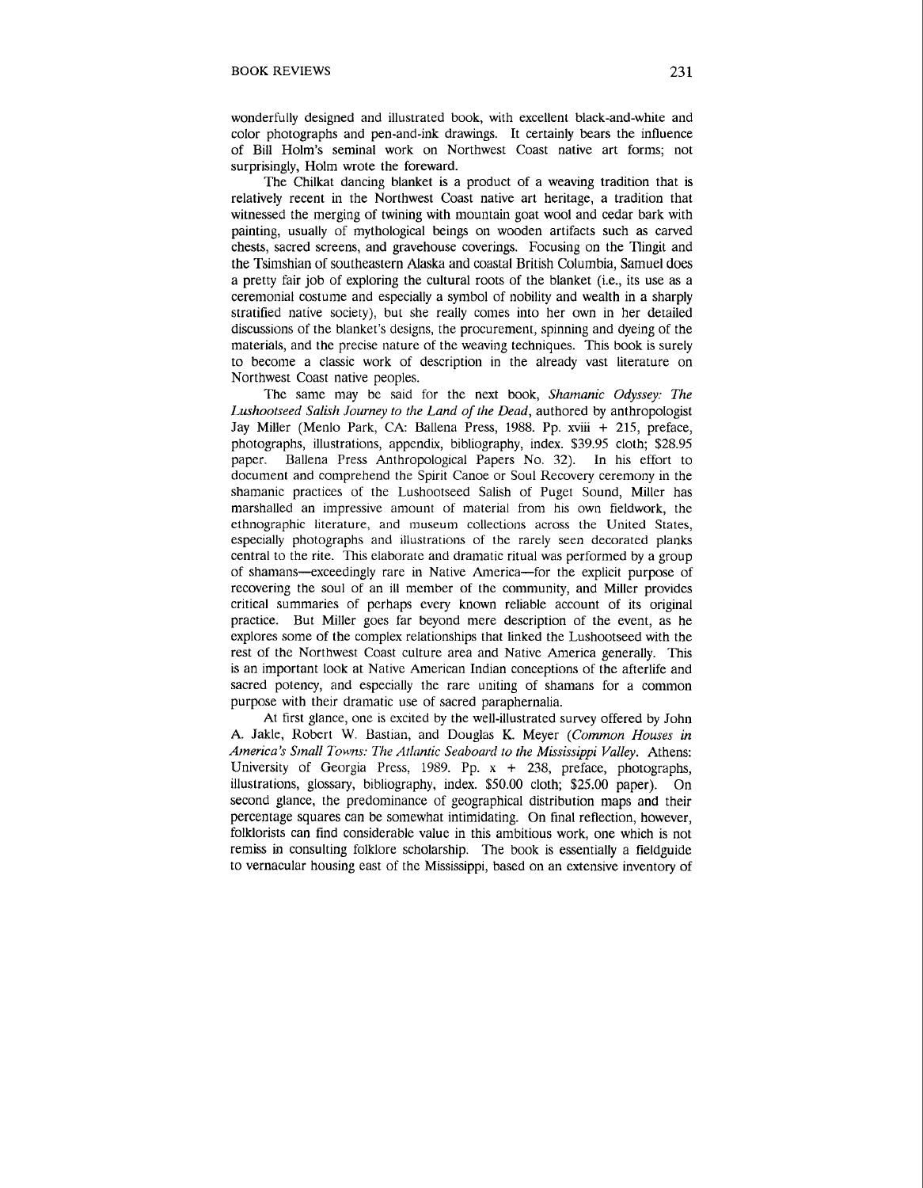wonderfully designed and illustrated book, with excellent black-and-white and color photographs and pen-and-ink drawings. It certainly bears the influence of Bill Holm's seminal work on Northwest Coast native art forms; not surprisingly, Holm wrote the foreward.

The Chilkat dancing blanket is a product of a weaving tradition that is relatively recent in the Northwest Coast native art heritage, a tradition that witnessed the merging of twining with mountain goat wool and cedar bark with painting, usually of mythological beings on wooden artifacts such as carved chests, sacred screens, and gravehouse coverings. Focusing on the Tlingit and the Tsimshian of southeastern Alaska and coastal British Columbia, Samuel does a pretty fair job of exploring the cultural roots of the blanket (i.e., its use as a ceremonial costume and especially a symbol of nobility and wealth in a sharply stratified native society), but she really comes into her own in her detailed discussions of the blanket's designs, the procurement, spinning and dyeing of the materials, and the precise nature of the weaving techniques. This book is surely to become a classic work of description in the already vast literature on Northwest Coast native peoples.

The same may be said for the next book, *Shamanic Odyssey: The Lushootseed Salish Journey to the Land of the Dead*, authored by anthropologist Jay Miller (Menlo Park, CA: Ballena Press, 1988. Pp. xviii + 215, preface, photographs, illustrations, appendix, bibliography, index. $39.95 cloth; $28.95 paper. Ballena Press Anthropological Papers No. 32). In his effort to document and comprehend the Spirit Canoe or Soul Recovery ceremony in the shamanic practices of the Lushootseed Salish of Puget Sound, Miller has marshalled an impressive amount of material from his own fieldwork, the ethnographic literature, and museum collections across the United States, especially photographs and illustrations of the rarely seen decorated planks central to the rite. This elaborate and dramatic ritual was performed by a group of shamans—exceedingly rare in Native America—for the explicit purpose of recovering the soul of an ill member of the community, and Miller provides critical summaries of perhaps every known reliable account of its original practice. But Miller goes far beyond mere description of the event, as he explores some of the complex relationships that linked the Lushootseed with the rest of the Northwest Coast culture area and Native America generally. This is an important look at Native American Indian conceptions of the afterlife and sacred potency, and especially the rare uniting of shamans for a common purpose with their dramatic use of sacred paraphernalia.

At first glance, one is excited by the well-illustrated survey offered by John A. Jakle, Robert W. Bastian, and Douglas K. Meyer (*Common Houses in America's Small Towns: The Atlantic Seaboard to the Mississippi Valley*. Athens: University of Georgia Press, 1989. Pp. x + 238, preface, photographs, illustrations, glossary, bibliography, index. $50.00 cloth; $25.00 paper). On second glance, the predominance of geographical distribution maps and their percentage squares can be somewhat intimidating. On final reflection, however, folklorists can find considerable value in this ambitious work, one which is not remiss in consulting folklore scholarship. The book is essentially a fieldguide to vernacular housing east of the Mississippi, based on an extensive inventory of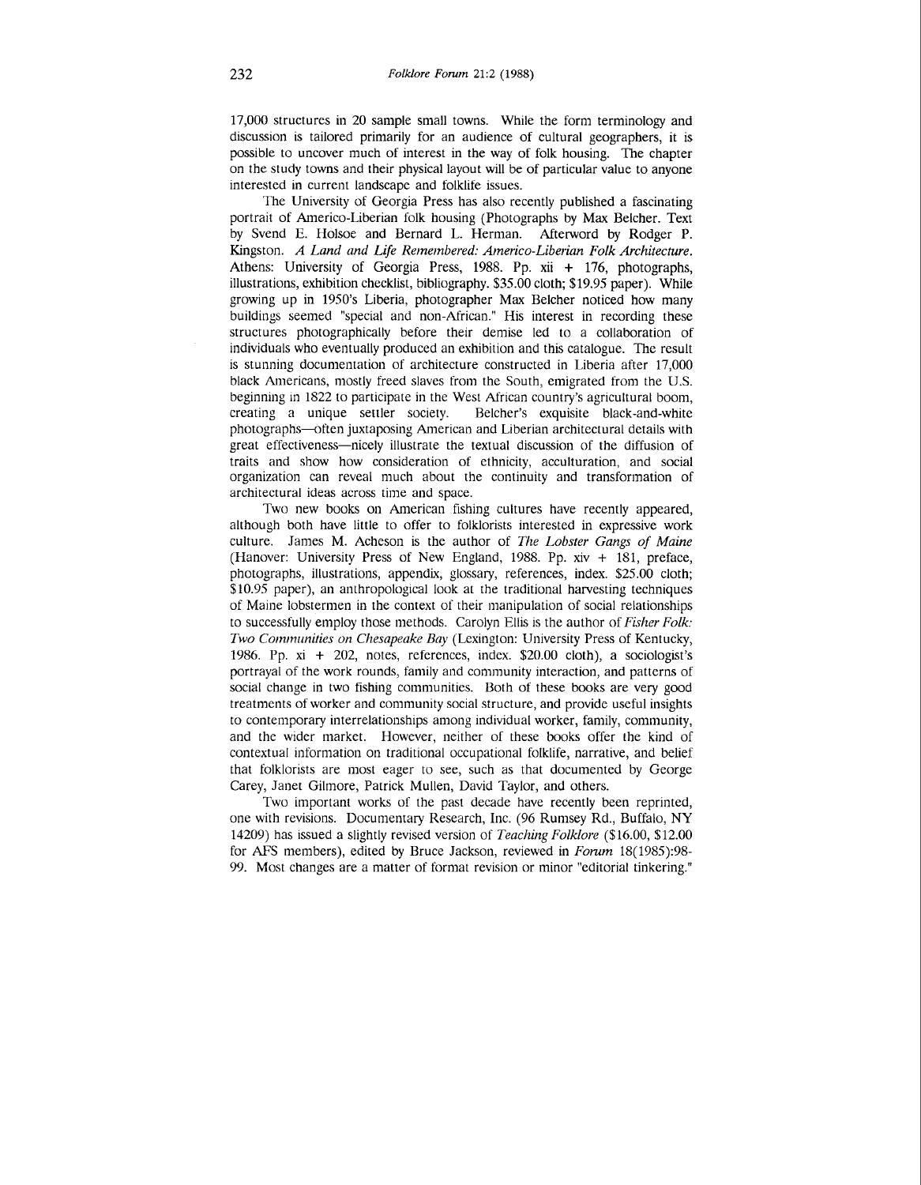17,000 structures in 20 sample small towns. While the form terminology and discussion is tailored primarily for an audience of cultural geographers, it is possible to uncover much of interest in the way of folk housing. The chapter on the study towns and their physical layout will be of particular value to anyone interested in current landscape and folklife issues.

The University of Georgia Press has also recently published a fascinating portrait of Americo-Liberian folk housing (Photographs by Max Belcher. Text by Svend E. Holsoe and Bernard L. Herman. Afterword by Rodger P. Kingston. *A Land and Life Remembered: Americo-Liberian Folk Architecture*. Athens: University of Georgia Press, 1988. Pp. xii + 176, photographs, illustrations, exhibition checklist, bibliography. $35.00 cloth; $19.95 paper). While growing up in 1950's Liberia, photographer Max Belcher noticed how many buildings seemed "special and non-African." His interest in recording these structures photographically before their demise led to a collaboration of individuals who eventually produced an exhibition and this catalogue. The result is stunning documentation of architecture constructed in Liberia after 17,000 black Americans, mostly freed slaves from the South, emigrated from the U.S. beginning in 1822 to participate in the West African country's agricultural boom, creating a unique settler society. Belcher's exquisite black-and-white photographs—often juxtaposing American and Liberian architectural details with great effectiveness—nicely illustrate the textual discussion of the diffusion of traits and show how consideration of ethnicity, acculturation, and social organization can reveal much about the continuity and transformation of architectural ideas across time and space.

Two new books on American fishing cultures have recently appeared, although both have little to offer to folklorists interested in expressive work culture. James M. Acheson is the author of *The Lobster Gangs of Maine* (Hanover: University Press of New England, 1988. Pp. xiv + 181, preface, photographs, illustrations, appendix, glossary, references, index. $25.00 cloth; $10.95 paper), an anthropological look at the traditional harvesting techniques of Maine lobstermen in the context of their manipulation of social relationships to successfully employ those methods. Carolyn Ellis is the author of *Fisher Folk: Two Communities on Chesapeake Bay* (Lexington: University Press of Kentucky, 1986. Pp. xi + 202, notes, references, index. $20.00 cloth), a sociologist's portrayal of the work rounds, family and community interaction, and patterns of social change in two fishing communities. Both of these books are very good treatments of worker and community social structure, and provide useful insights to contemporary interrelationships among individual worker, family, community, and the wider market. However, neither of these books offer the kind of contextual information on traditional occupational folklife, narrative, and belief that folklorists are most eager to see, such as that documented by George Carey, Janet Gilmore, Patrick Mullen, David Taylor, and others.

Two important works of the past decade have recently been reprinted, one with revisions. Documentary Research, Inc. (96 Rumsey Rd., Buffalo, NY 14209) has issued a slightly revised version of *Teaching Folklore* ($16.00, $12.00 for AFS members), edited by Bruce Jackson, reviewed in *Forum* 18(1985):98-99. Most changes are a matter of format revision or minor "editorial tinkering."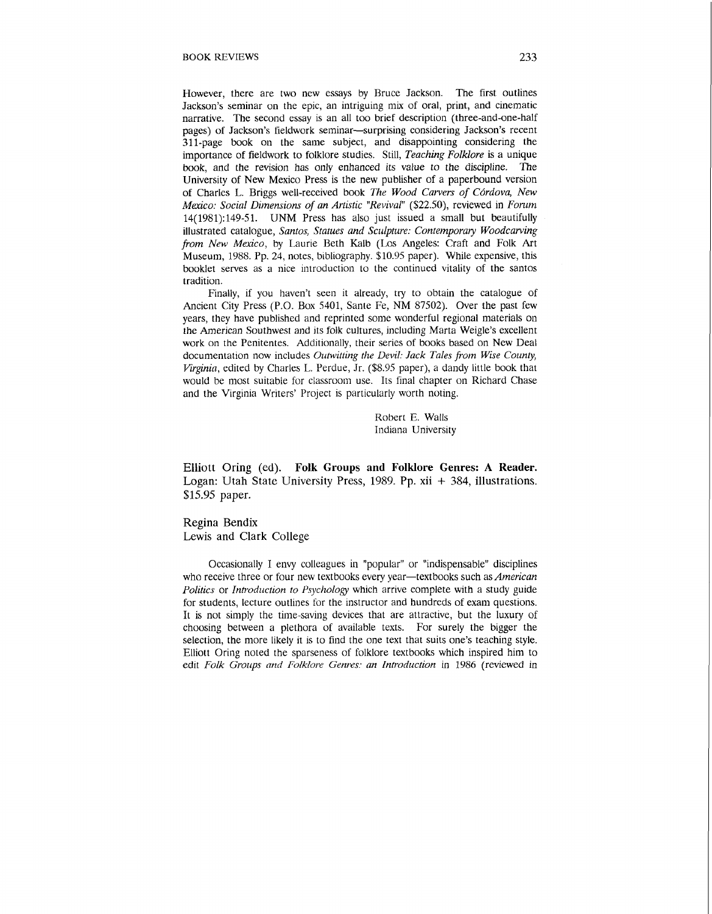However, there are two new essays by Bruce Jackson. The first outlines Jackson's seminar on the epic, an intriguing mix of oral, print, and cinematic narrative. The second essay is an all too brief description (three-and-one-half pages) of Jackson's fieldwork seminar—surprising considering Jackson's recent 311-page book on the same subject, and disappointing considering the importance of fieldwork to folklore studies. Still, *Teaching Folklore* is a unique book, and the revision has only enhanced its value to the discipline. The University of New Mexico Press is the new publisher of a paperbound version of Charles L. Briggs well-received book *The Wood Carvers of Córdova, New Mexico: Social Dimensions of an Artistic "Revival"* ($22.50), reviewed in *Forum* 14(1981):149-51. UNM Press has also just issued a small but beautifully illustrated catalogue, *Santos, Statues and Sculpture: Contemporary Woodcarving from New Mexico*, by Laurie Beth Kalb (Los Angeles: Craft and Folk Art Museum, 1988. Pp. 24, notes, bibliography. $10.95 paper). While expensive, this booklet serves as a nice introduction to the continued vitality of the santos tradition.

Finally, if you haven't seen it already, try to obtain the catalogue of Ancient City Press (P.O. Box 5401, Sante Fe, NM 87502). Over the past few years, they have published and reprinted some wonderful regional materials on the American Southwest and its folk cultures, including Marta Weigle's excellent work on the Penitentes. Additionally, their series of books based on New Deal documentation now includes *Outwitting the Devil: Jack Tales from Wise County, Virginia*, edited by Charles L. Perdue, Jr. ($8.95 paper), a dandy little book that would be most suitable for classroom use. Its final chapter on Richard Chase and the Virginia Writers' Project is particularly worth noting.

Robert E. Walls
Indiana University

Elliott Oring (ed). **Folk Groups and Folklore Genres: A Reader.** Logan: Utah State University Press, 1989. Pp. xii + 384, illustrations. $15.95 paper.

Regina Bendix
Lewis and Clark College

Occasionally I envy colleagues in "popular" or "indispensable" disciplines who receive three or four new textbooks every year—textbooks such as *American Politics* or *Introduction to Psychology* which arrive complete with a study guide for students, lecture outlines for the instructor and hundreds of exam questions. It is not simply the time-saving devices that are attractive, but the luxury of choosing between a plethora of available texts. For surely the bigger the selection, the more likely it is to find the one text that suits one's teaching style. Elliott Oring noted the sparseness of folklore textbooks which inspired him to edit *Folk Groups and Folklore Genres: an Introduction* in 1986 (reviewed in